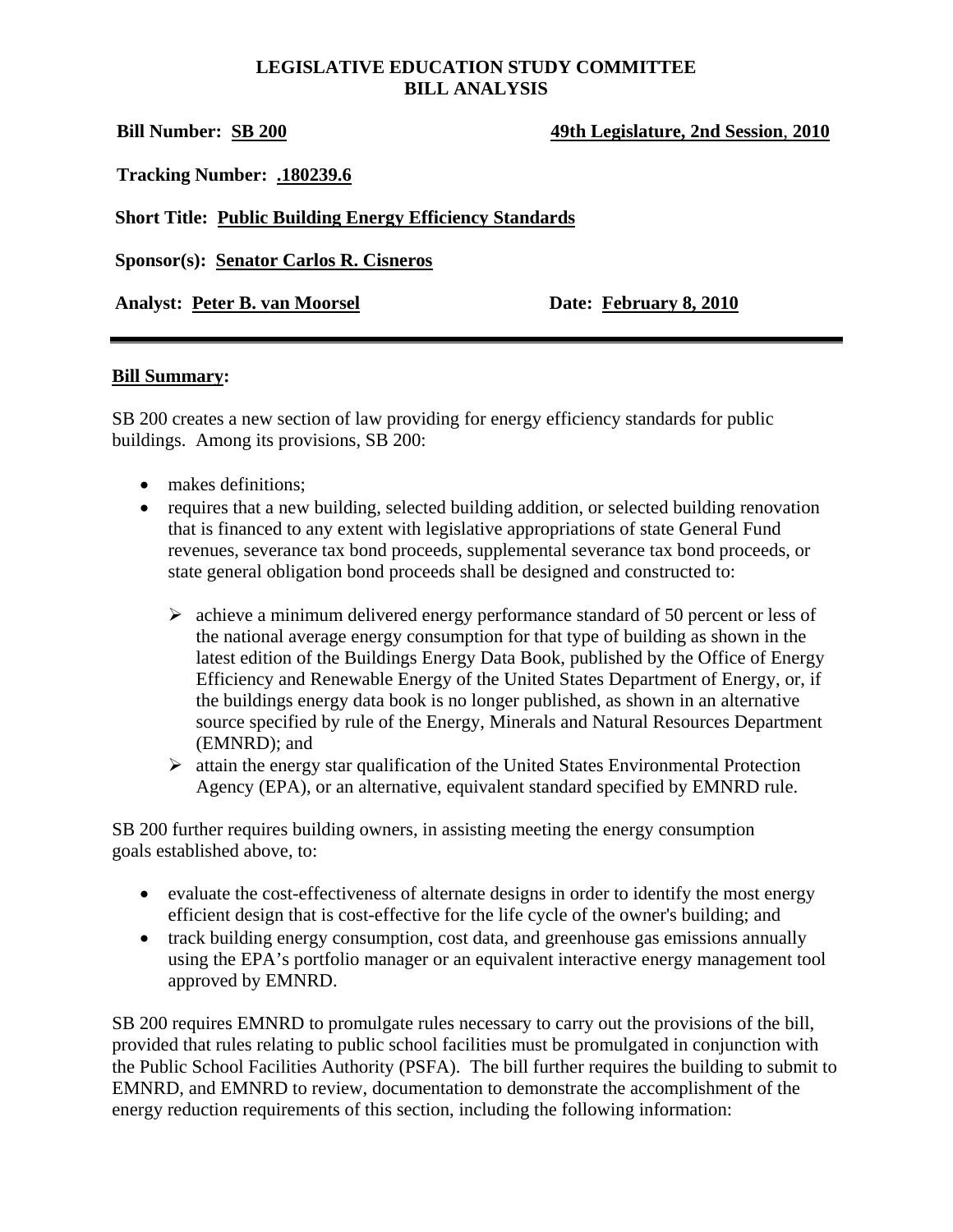**LEGISLATIVE EDUCATION STUDY COMMITTEE**
**BILL ANALYSIS**

**Bill Number:** **SB 200** **49th Legislature, 2nd Session, 2010**

**Tracking Number:** **.180239.6**

**Short Title:** **Public Building Energy Efficiency Standards**

**Sponsor(s):** **Senator Carlos R. Cisneros**

**Analyst:** **Peter B. van Moorsel** **Date:** **February 8, 2010**

---

**Bill Summary:**

SB 200 creates a new section of law providing for energy efficiency standards for public buildings. Among its provisions, SB 200:

- makes definitions;
- requires that a new building, selected building addition, or selected building renovation that is financed to any extent with legislative appropriations of state General Fund revenues, severance tax bond proceeds, supplemental severance tax bond proceeds, or state general obligation bond proceeds shall be designed and constructed to:
  - achieve a minimum delivered energy performance standard of 50 percent or less of the national average energy consumption for that type of building as shown in the latest edition of the Buildings Energy Data Book, published by the Office of Energy Efficiency and Renewable Energy of the United States Department of Energy, or, if the buildings energy data book is no longer published, as shown in an alternative source specified by rule of the Energy, Minerals and Natural Resources Department (EMNRD); and
  - attain the energy star qualification of the United States Environmental Protection Agency (EPA), or an alternative, equivalent standard specified by EMNRD rule.

SB 200 further requires building owners, in assisting meeting the energy consumption goals established above, to:

- evaluate the cost-effectiveness of alternate designs in order to identify the most energy efficient design that is cost-effective for the life cycle of the owner's building; and
- track building energy consumption, cost data, and greenhouse gas emissions annually using the EPA's portfolio manager or an equivalent interactive energy management tool approved by EMNRD.

SB 200 requires EMNRD to promulgate rules necessary to carry out the provisions of the bill, provided that rules relating to public school facilities must be promulgated in conjunction with the Public School Facilities Authority (PSFA). The bill further requires the building to submit to EMNRD, and EMNRD to review, documentation to demonstrate the accomplishment of the energy reduction requirements of this section, including the following information: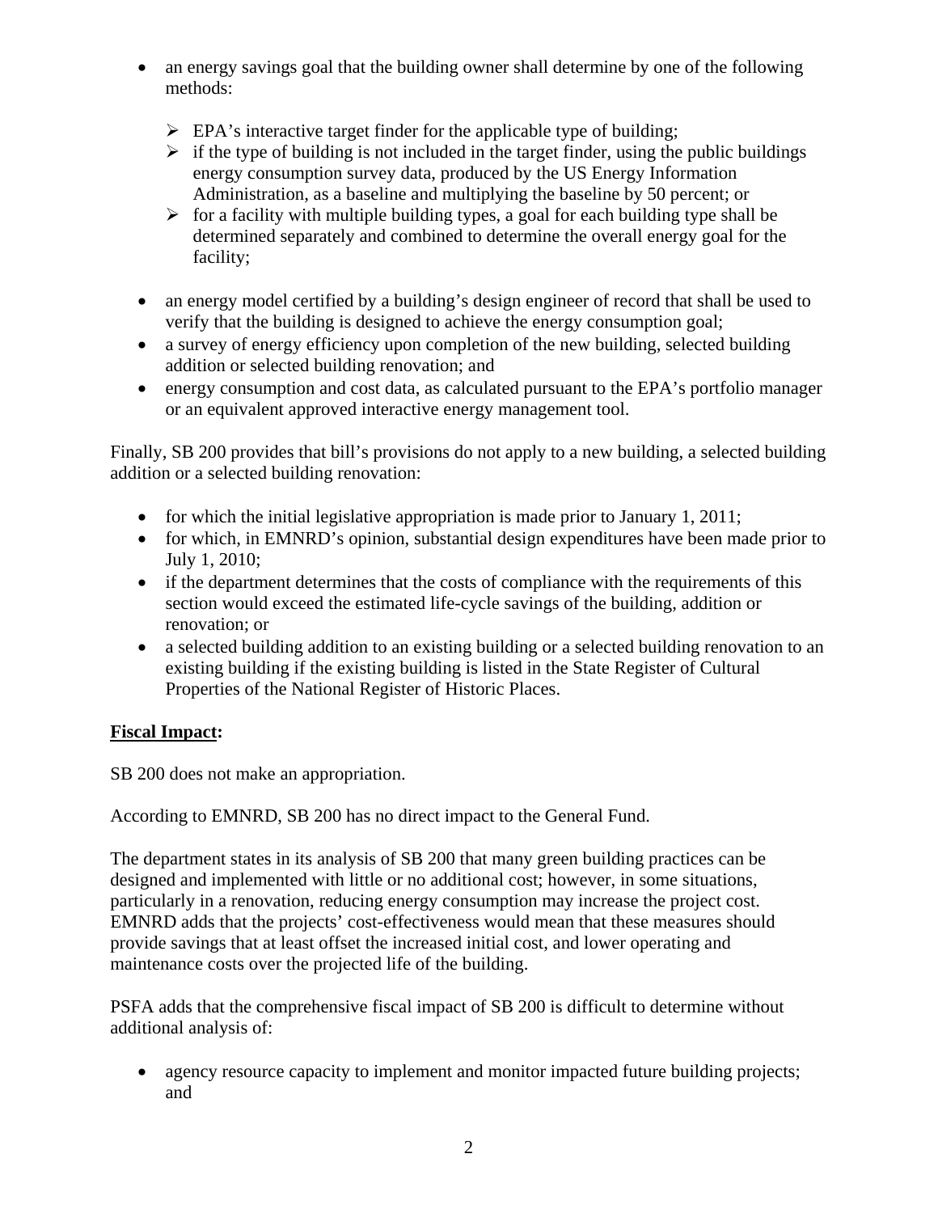- an energy savings goal that the building owner shall determine by one of the following methods:
  - EPA's interactive target finder for the applicable type of building;
  - if the type of building is not included in the target finder, using the public buildings energy consumption survey data, produced by the US Energy Information Administration, as a baseline and multiplying the baseline by 50 percent; or
  - for a facility with multiple building types, a goal for each building type shall be determined separately and combined to determine the overall energy goal for the facility;
- an energy model certified by a building's design engineer of record that shall be used to verify that the building is designed to achieve the energy consumption goal;
- a survey of energy efficiency upon completion of the new building, selected building addition or selected building renovation; and
- energy consumption and cost data, as calculated pursuant to the EPA's portfolio manager or an equivalent approved interactive energy management tool.

Finally, SB 200 provides that bill's provisions do not apply to a new building, a selected building addition or a selected building renovation:

- for which the initial legislative appropriation is made prior to January 1, 2011;
- for which, in EMNRD's opinion, substantial design expenditures have been made prior to July 1, 2010;
- if the department determines that the costs of compliance with the requirements of this section would exceed the estimated life-cycle savings of the building, addition or renovation; or
- a selected building addition to an existing building or a selected building renovation to an existing building if the existing building is listed in the State Register of Cultural Properties of the National Register of Historic Places.

**Fiscal Impact:**

SB 200 does not make an appropriation.

According to EMNRD, SB 200 has no direct impact to the General Fund.

The department states in its analysis of SB 200 that many green building practices can be designed and implemented with little or no additional cost; however, in some situations, particularly in a renovation, reducing energy consumption may increase the project cost. EMNRD adds that the projects' cost-effectiveness would mean that these measures should provide savings that at least offset the increased initial cost, and lower operating and maintenance costs over the projected life of the building.

PSFA adds that the comprehensive fiscal impact of SB 200 is difficult to determine without additional analysis of:

- agency resource capacity to implement and monitor impacted future building projects; and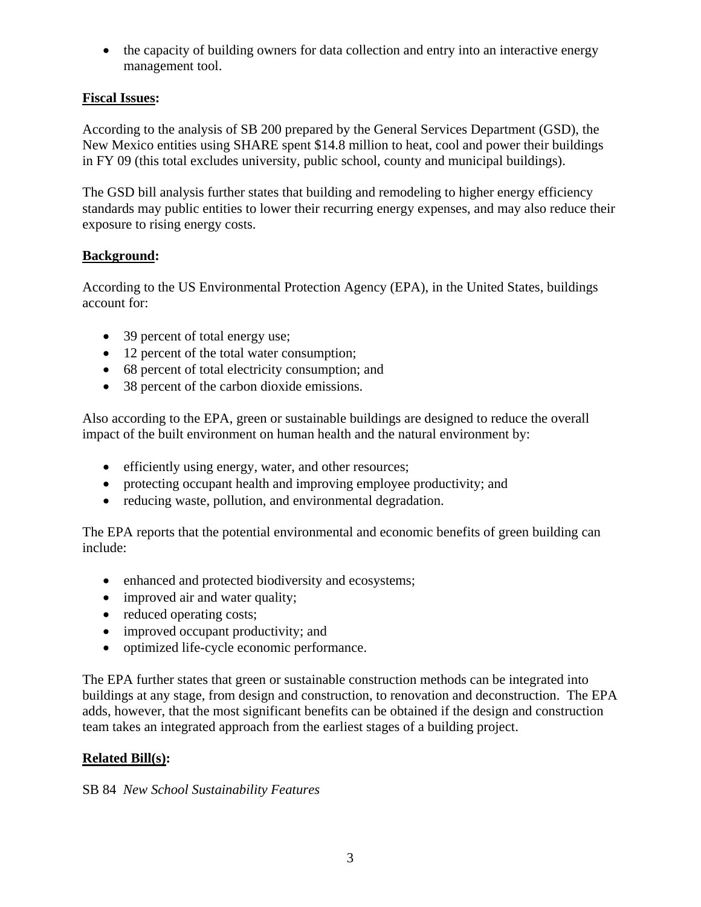- the capacity of building owners for data collection and entry into an interactive energy management tool.

**<u>Fiscal Issues</u>:**

According to the analysis of SB 200 prepared by the General Services Department (GSD), the New Mexico entities using SHARE spent $14.8 million to heat, cool and power their buildings in FY 09 (this total excludes university, public school, county and municipal buildings).

The GSD bill analysis further states that building and remodeling to higher energy efficiency standards may public entities to lower their recurring energy expenses, and may also reduce their exposure to rising energy costs.

**<u>Background</u>:**

According to the US Environmental Protection Agency (EPA), in the United States, buildings account for:

- 39 percent of total energy use;
- 12 percent of the total water consumption;
- 68 percent of total electricity consumption; and
- 38 percent of the carbon dioxide emissions.

Also according to the EPA, green or sustainable buildings are designed to reduce the overall impact of the built environment on human health and the natural environment by:

- efficiently using energy, water, and other resources;
- protecting occupant health and improving employee productivity; and
- reducing waste, pollution, and environmental degradation.

The EPA reports that the potential environmental and economic benefits of green building can include:

- enhanced and protected biodiversity and ecosystems;
- improved air and water quality;
- reduced operating costs;
- improved occupant productivity; and
- optimized life-cycle economic performance.

The EPA further states that green or sustainable construction methods can be integrated into buildings at any stage, from design and construction, to renovation and deconstruction. The EPA adds, however, that the most significant benefits can be obtained if the design and construction team takes an integrated approach from the earliest stages of a building project.

**<u>Related Bill(s)</u>:**

SB 84 *New School Sustainability Features*